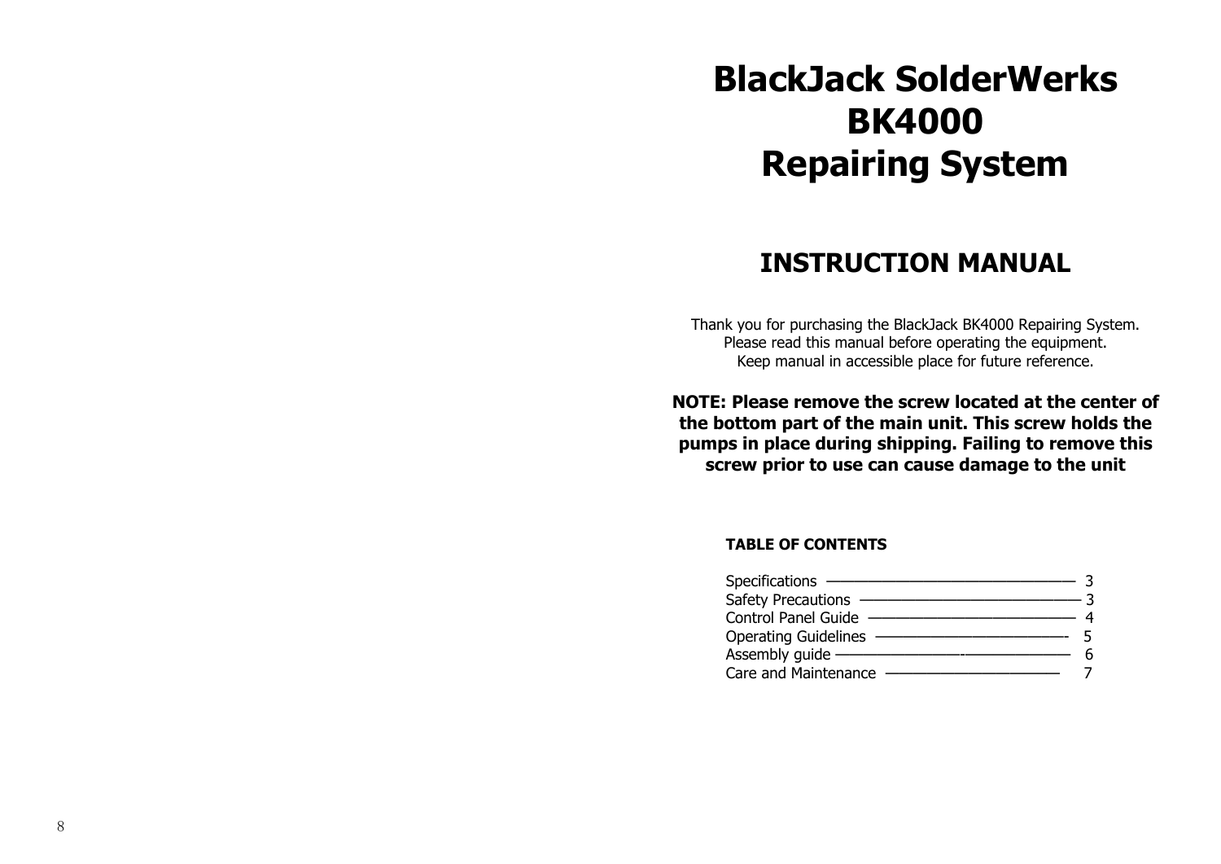# BlackJack SolderWerks BK4000 Repairing System

## INSTRUCTION MANUAL

Thank you for purchasing the BlackJack BK4000 Repairing System.
Please read this manual before operating the equipment.
Keep manual in accessible place for future reference.

**NOTE: Please remove the screw located at the center of the bottom part of the main unit. This screw holds the pumps in place during shipping. Failing to remove this screw prior to use can cause damage to the unit**

**TABLE OF CONTENTS**

| | |
|---|---|
| Specifications | 3 |
| Safety Precautions | 3 |
| Control Panel Guide | 4 |
| Operating Guidelines | 5 |
| Assembly guide | 6 |
| Care and Maintenance | 7 |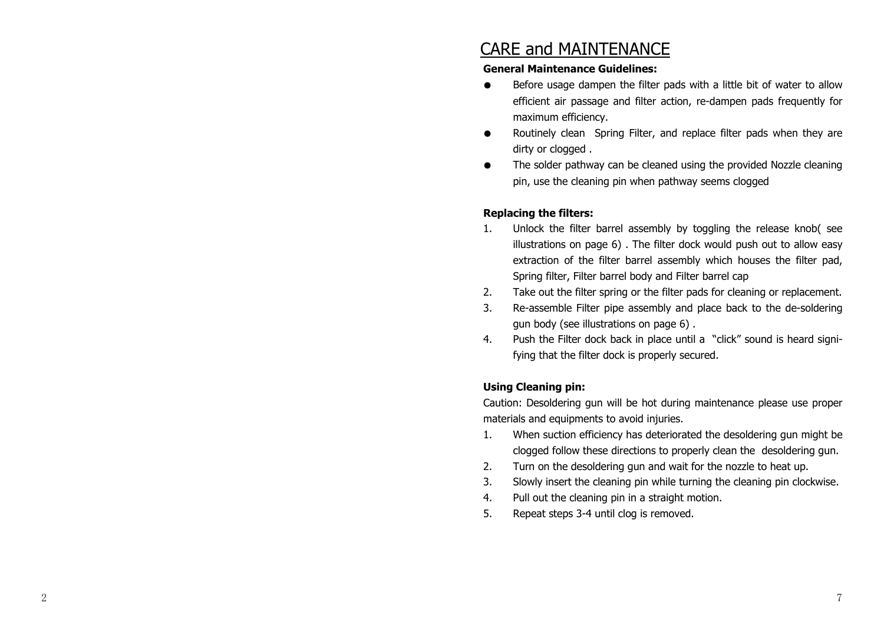# CARE and MAINTENANCE

**General Maintenance Guidelines:**

- Before usage dampen the filter pads with a little bit of water to allow efficient air passage and filter action, re-dampen pads frequently for maximum efficiency.
- Routinely clean Spring Filter, and replace filter pads when they are dirty or clogged .
- The solder pathway can be cleaned using the provided Nozzle cleaning pin, use the cleaning pin when pathway seems clogged

**Replacing the filters:**

1. Unlock the filter barrel assembly by toggling the release knob( see illustrations on page 6) . The filter dock would push out to allow easy extraction of the filter barrel assembly which houses the filter pad, Spring filter, Filter barrel body and Filter barrel cap
2. Take out the filter spring or the filter pads for cleaning or replacement.
3. Re-assemble Filter pipe assembly and place back to the de-soldering gun body (see illustrations on page 6) .
4. Push the Filter dock back in place until a "click" sound is heard signifying that the filter dock is properly secured.

**Using Cleaning pin:**

Caution: Desoldering gun will be hot during maintenance please use proper materials and equipments to avoid injuries.

1. When suction efficiency has deteriorated the desoldering gun might be clogged follow these directions to properly clean the desoldering gun.
2. Turn on the desoldering gun and wait for the nozzle to heat up.
3. Slowly insert the cleaning pin while turning the cleaning pin clockwise.
4. Pull out the cleaning pin in a straight motion.
5. Repeat steps 3-4 until clog is removed.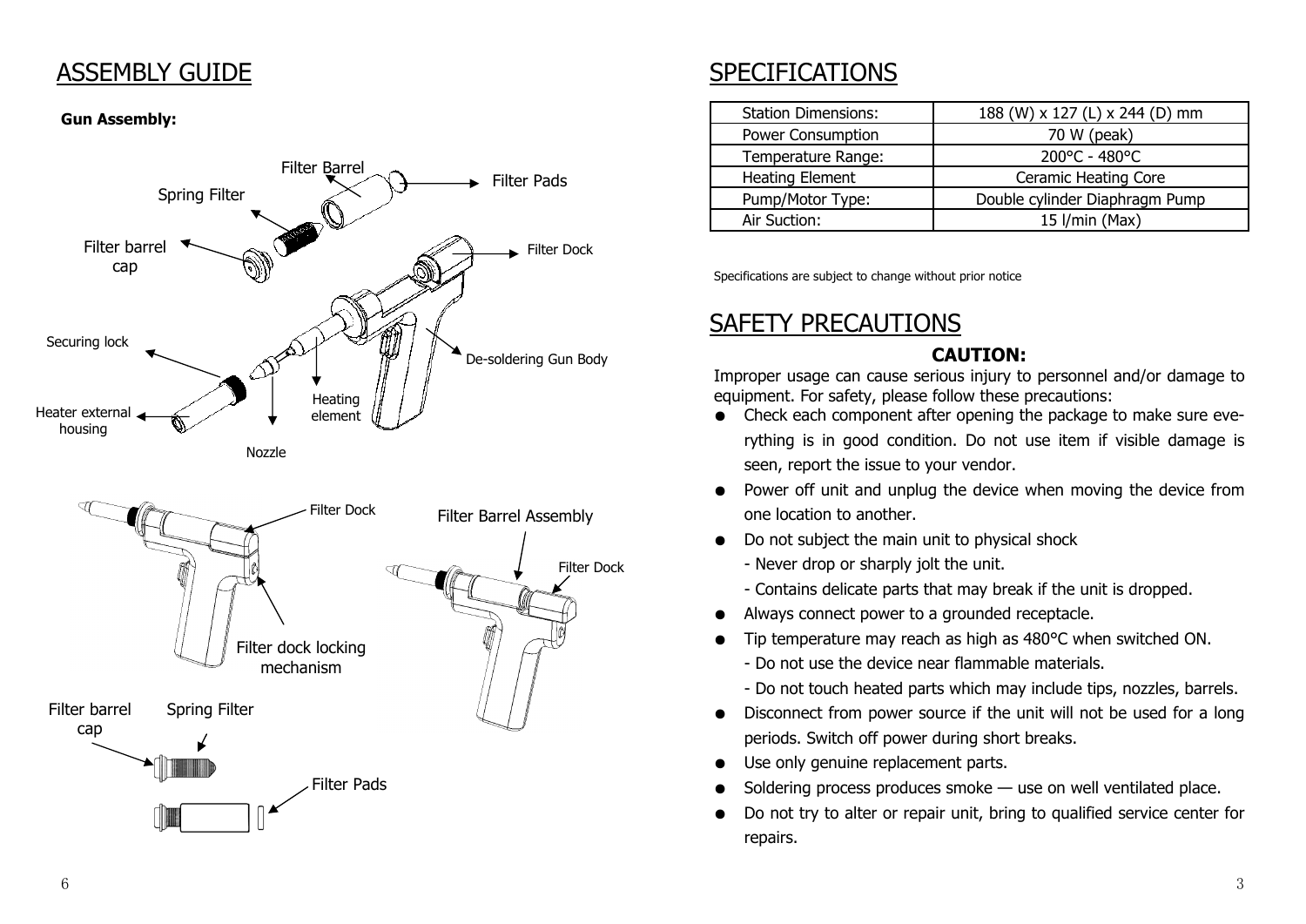# ASSEMBLY GUIDE

**Gun Assembly:**

Filter Barrel

Filter Pads

Spring Filter

Filter barrel cap

Filter Dock

Securing lock

De-soldering Gun Body

Heating element

Heater external housing

Nozzle

Filter Dock

Filter Barrel Assembly

Filter Dock

Filter dock locking mechanism

Filter barrel cap

Spring Filter

Filter Pads

# SPECIFICATIONS

| Station Dimensions: | 188 (W) x 127 (L) x 244 (D) mm |
|---|---|
| Power Consumption | 70 W (peak) |
| Temperature Range: | 200°C - 480°C |
| Heating Element | Ceramic Heating Core |
| Pump/Motor Type: | Double cylinder Diaphragm Pump |
| Air Suction: | 15 l/min (Max) |

Specifications are subject to change without prior notice

# SAFETY PRECAUTIONS

**CAUTION:**

Improper usage can cause serious injury to personnel and/or damage to equipment. For safety, please follow these precautions:

- Check each component after opening the package to make sure everything is in good condition. Do not use item if visible damage is seen, report the issue to your vendor.
- Power off unit and unplug the device when moving the device from one location to another.
- Do not subject the main unit to physical shock
  - Never drop or sharply jolt the unit.
  - Contains delicate parts that may break if the unit is dropped.
- Always connect power to a grounded receptacle.
- Tip temperature may reach as high as 480°C when switched ON.
  - Do not use the device near flammable materials.
  - Do not touch heated parts which may include tips, nozzles, barrels.
- Disconnect from power source if the unit will not be used for a long periods. Switch off power during short breaks.
- Use only genuine replacement parts.
- Soldering process produces smoke — use on well ventilated place.
- Do not try to alter or repair unit, bring to qualified service center for repairs.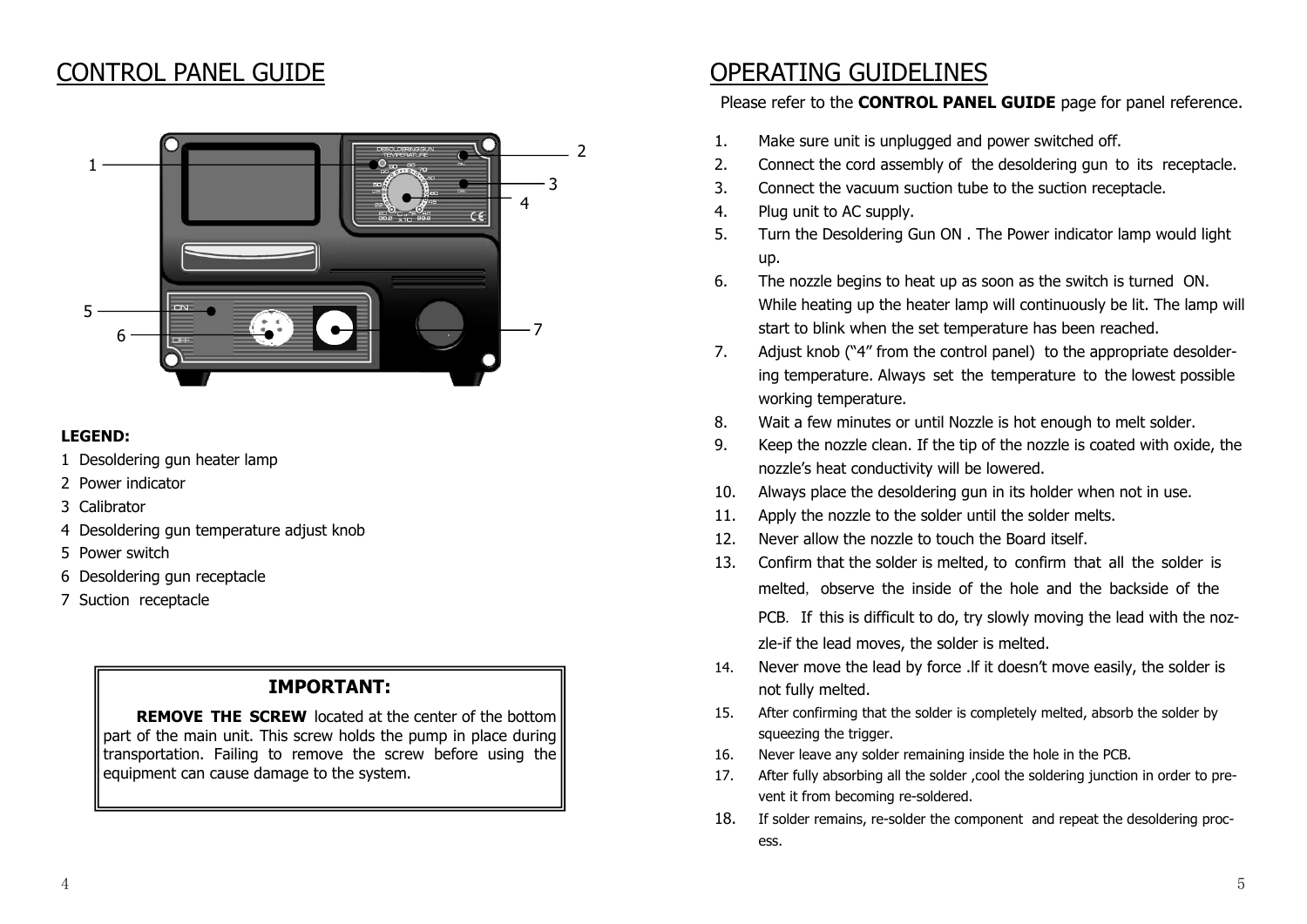# CONTROL PANEL GUIDE

1
2
3
4
5
6
7

**LEGEND:**

1 Desoldering gun heater lamp
2 Power indicator
3 Calibrator
4 Desoldering gun temperature adjust knob
5 Power switch
6 Desoldering gun receptacle
7 Suction receptacle

**IMPORTANT:**

**REMOVE THE SCREW** located at the center of the bottom part of the main unit. This screw holds the pump in place during transportation. Failing to remove the screw before using the equipment can cause damage to the system.

# OPERATING GUIDELINES

Please refer to the **CONTROL PANEL GUIDE** page for panel reference.

1. Make sure unit is unplugged and power switched off.
2. Connect the cord assembly of the desoldering gun to its receptacle.
3. Connect the vacuum suction tube to the suction receptacle.
4. Plug unit to AC supply.
5. Turn the Desoldering Gun ON . The Power indicator lamp would light up.
6. The nozzle begins to heat up as soon as the switch is turned ON. While heating up the heater lamp will continuously be lit. The lamp will start to blink when the set temperature has been reached.
7. Adjust knob ("4" from the control panel) to the appropriate desoldering temperature. Always set the temperature to the lowest possible working temperature.
8. Wait a few minutes or until Nozzle is hot enough to melt solder.
9. Keep the nozzle clean. If the tip of the nozzle is coated with oxide, the nozzle's heat conductivity will be lowered.
10. Always place the desoldering gun in its holder when not in use.
11. Apply the nozzle to the solder until the solder melts.
12. Never allow the nozzle to touch the Board itself.
13. Confirm that the solder is melted, to confirm that all the solder is melted, observe the inside of the hole and the backside of the PCB. If this is difficult to do, try slowly moving the lead with the nozzle-if the lead moves, the solder is melted.
14. Never move the lead by force .If it doesn't move easily, the solder is not fully melted.
15. After confirming that the solder is completely melted, absorb the solder by squeezing the trigger.
16. Never leave any solder remaining inside the hole in the PCB.
17. After fully absorbing all the solder ,cool the soldering junction in order to prevent it from becoming re-soldered.
18. If solder remains, re-solder the component and repeat the desoldering process.